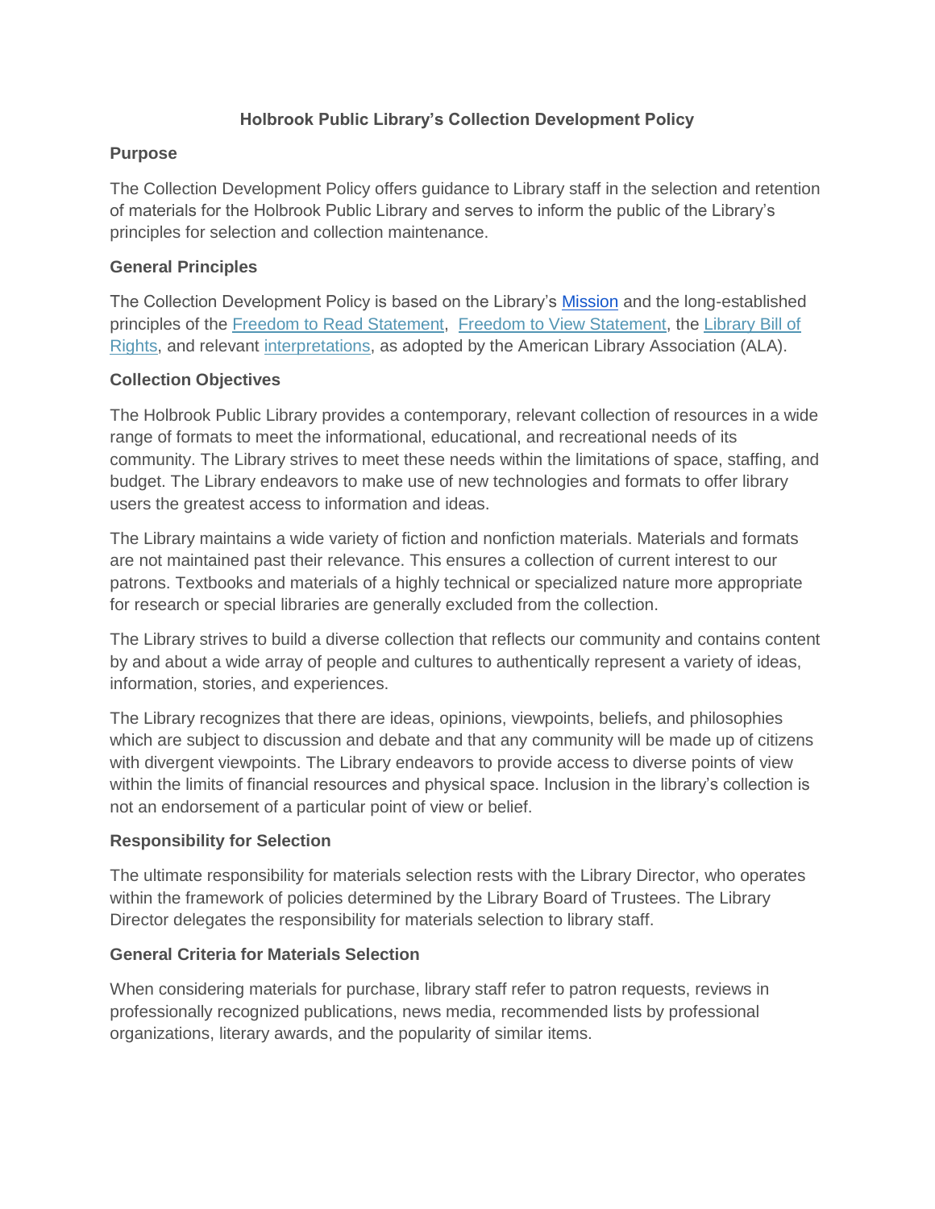# Holbrook Public Library's Collection Development Policy

## Purpose

The Collection Development Policy offers guidance to Library staff in the selection and retention of materials for the Holbrook Public Library and serves to inform the public of the Library's principles for selection and collection maintenance.

## General Principles

The Collection Development Policy is based on the Library's Mission and the long-established principles of the Freedom to Read Statement, Freedom to View Statement, the Library Bill of Rights, and relevant interpretations, as adopted by the American Library Association (ALA).

## Collection Objectives

The Holbrook Public Library provides a contemporary, relevant collection of resources in a wide range of formats to meet the informational, educational, and recreational needs of its community. The Library strives to meet these needs within the limitations of space, staffing, and budget. The Library endeavors to make use of new technologies and formats to offer library users the greatest access to information and ideas.

The Library maintains a wide variety of fiction and nonfiction materials. Materials and formats are not maintained past their relevance. This ensures a collection of current interest to our patrons. Textbooks and materials of a highly technical or specialized nature more appropriate for research or special libraries are generally excluded from the collection.

The Library strives to build a diverse collection that reflects our community and contains content by and about a wide array of people and cultures to authentically represent a variety of ideas, information, stories, and experiences.

The Library recognizes that there are ideas, opinions, viewpoints, beliefs, and philosophies which are subject to discussion and debate and that any community will be made up of citizens with divergent viewpoints. The Library endeavors to provide access to diverse points of view within the limits of financial resources and physical space. Inclusion in the library's collection is not an endorsement of a particular point of view or belief.

## Responsibility for Selection

The ultimate responsibility for materials selection rests with the Library Director, who operates within the framework of policies determined by the Library Board of Trustees. The Library Director delegates the responsibility for materials selection to library staff.

## General Criteria for Materials Selection

When considering materials for purchase, library staff refer to patron requests, reviews in professionally recognized publications, news media, recommended lists by professional organizations, literary awards, and the popularity of similar items.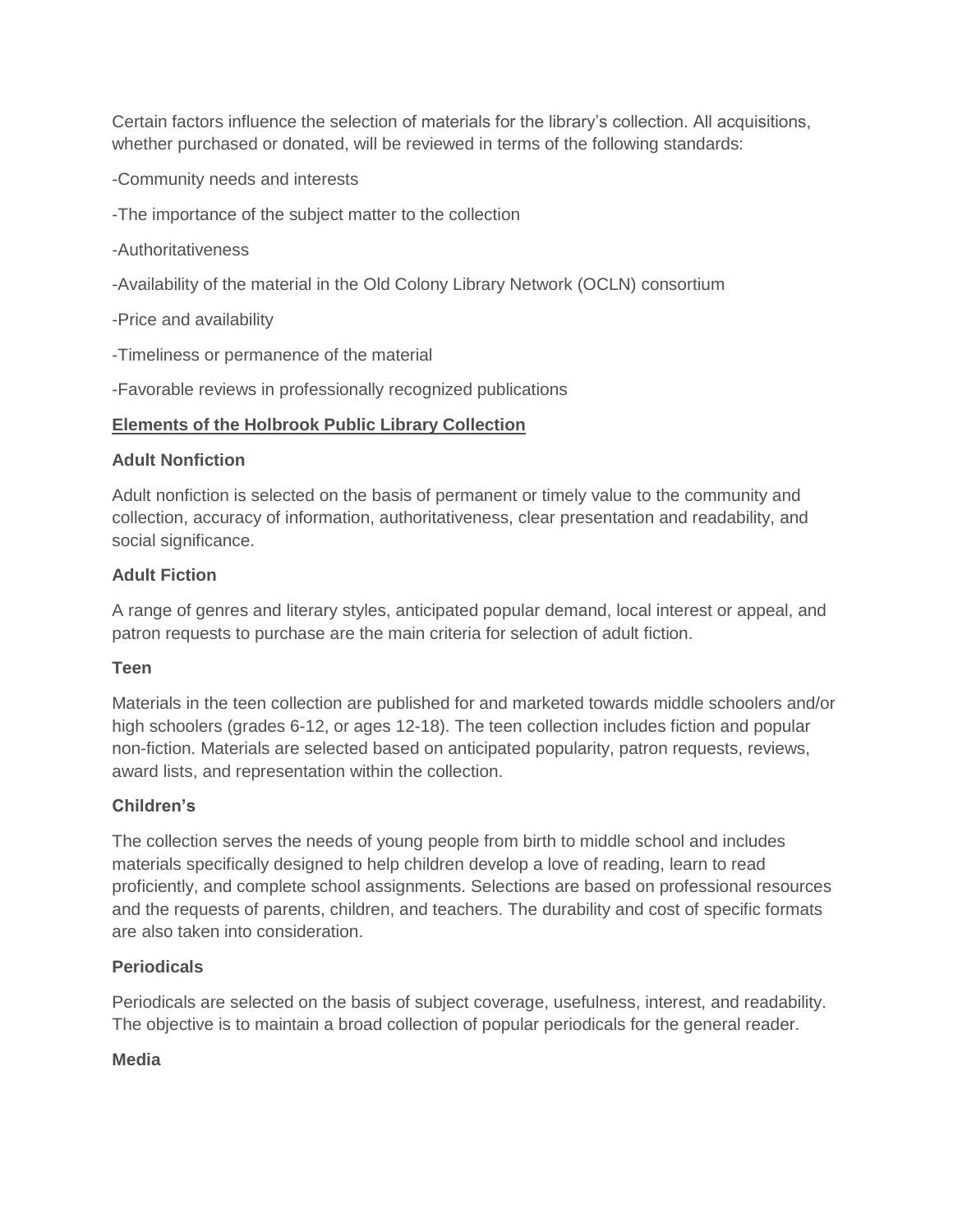Certain factors influence the selection of materials for the library's collection. All acquisitions, whether purchased or donated, will be reviewed in terms of the following standards:

-Community needs and interests

-The importance of the subject matter to the collection

-Authoritativeness

-Availability of the material in the Old Colony Library Network (OCLN) consortium

-Price and availability

-Timeliness or permanence of the material

-Favorable reviews in professionally recognized publications

## Elements of the Holbrook Public Library Collection

### Adult Nonfiction

Adult nonfiction is selected on the basis of permanent or timely value to the community and collection, accuracy of information, authoritativeness, clear presentation and readability, and social significance.

### Adult Fiction

A range of genres and literary styles, anticipated popular demand, local interest or appeal, and patron requests to purchase are the main criteria for selection of adult fiction.

### Teen

Materials in the teen collection are published for and marketed towards middle schoolers and/or high schoolers (grades 6-12, or ages 12-18). The teen collection includes fiction and popular non-fiction. Materials are selected based on anticipated popularity, patron requests, reviews, award lists, and representation within the collection.

### Children's

The collection serves the needs of young people from birth to middle school and includes materials specifically designed to help children develop a love of reading, learn to read proficiently, and complete school assignments. Selections are based on professional resources and the requests of parents, children, and teachers. The durability and cost of specific formats are also taken into consideration.

### Periodicals

Periodicals are selected on the basis of subject coverage, usefulness, interest, and readability. The objective is to maintain a broad collection of popular periodicals for the general reader.

### Media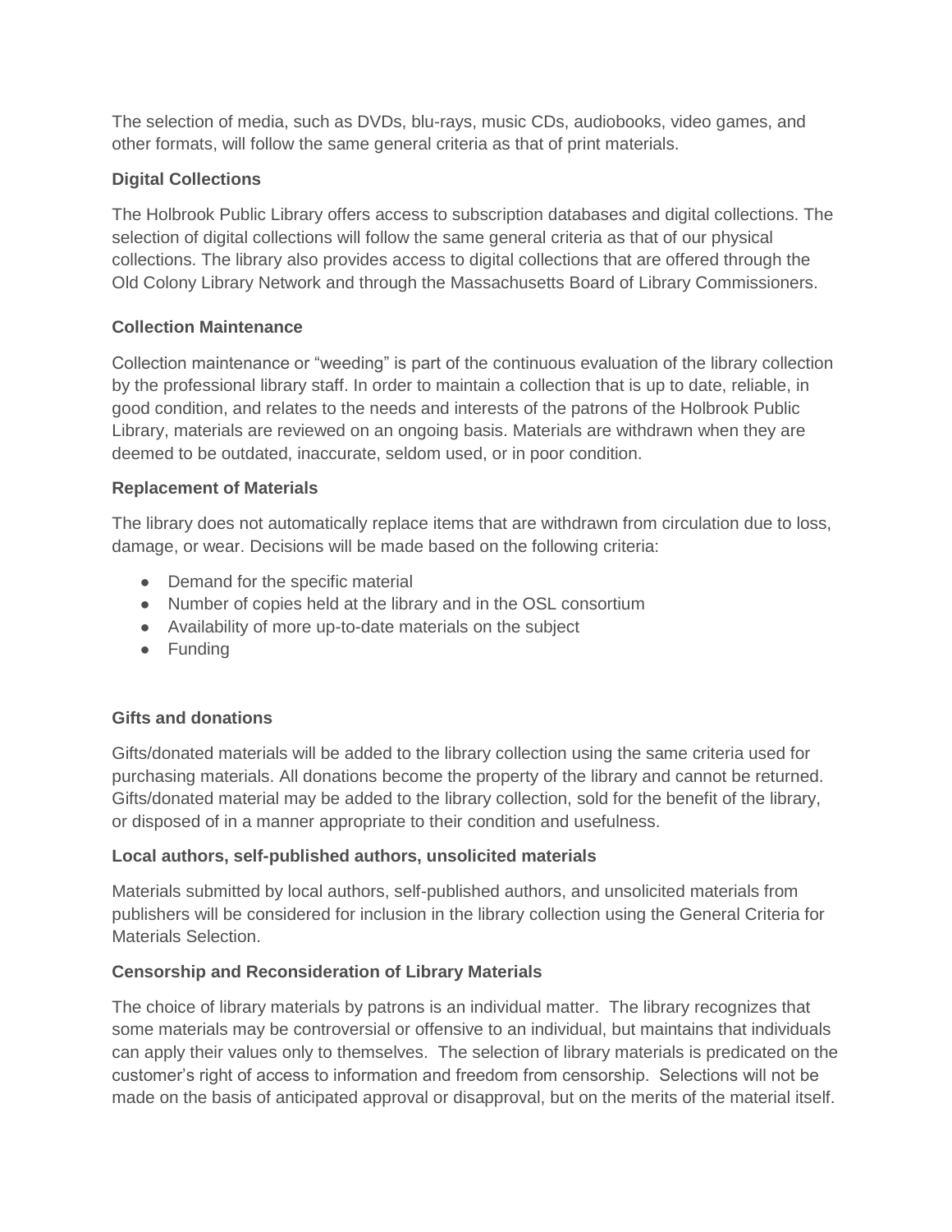The selection of media, such as DVDs, blu-rays, music CDs, audiobooks, video games, and other formats, will follow the same general criteria as that of print materials.

**Digital Collections**

The Holbrook Public Library offers access to subscription databases and digital collections. The selection of digital collections will follow the same general criteria as that of our physical collections. The library also provides access to digital collections that are offered through the Old Colony Library Network and through the Massachusetts Board of Library Commissioners.

**Collection Maintenance**

Collection maintenance or "weeding" is part of the continuous evaluation of the library collection by the professional library staff. In order to maintain a collection that is up to date, reliable, in good condition, and relates to the needs and interests of the patrons of the Holbrook Public Library, materials are reviewed on an ongoing basis. Materials are withdrawn when they are deemed to be outdated, inaccurate, seldom used, or in poor condition.

**Replacement of Materials**

The library does not automatically replace items that are withdrawn from circulation due to loss, damage, or wear. Decisions will be made based on the following criteria:

- Demand for the specific material
- Number of copies held at the library and in the OSL consortium
- Availability of more up-to-date materials on the subject
- Funding

**Gifts and donations**

Gifts/donated materials will be added to the library collection using the same criteria used for purchasing materials. All donations become the property of the library and cannot be returned. Gifts/donated material may be added to the library collection, sold for the benefit of the library, or disposed of in a manner appropriate to their condition and usefulness.

**Local authors, self-published authors, unsolicited materials**

Materials submitted by local authors, self-published authors, and unsolicited materials from publishers will be considered for inclusion in the library collection using the General Criteria for Materials Selection.

**Censorship and Reconsideration of Library Materials**

The choice of library materials by patrons is an individual matter. The library recognizes that some materials may be controversial or offensive to an individual, but maintains that individuals can apply their values only to themselves. The selection of library materials is predicated on the customer's right of access to information and freedom from censorship. Selections will not be made on the basis of anticipated approval or disapproval, but on the merits of the material itself.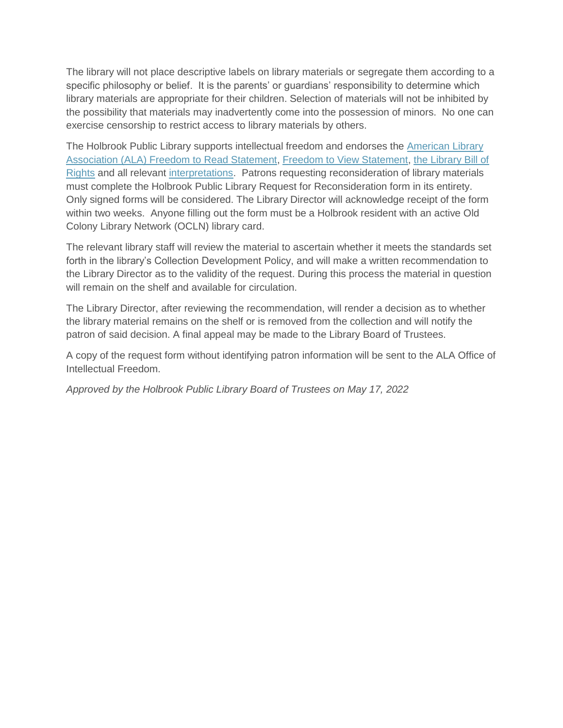The library will not place descriptive labels on library materials or segregate them according to a specific philosophy or belief. It is the parents' or guardians' responsibility to determine which library materials are appropriate for their children. Selection of materials will not be inhibited by the possibility that materials may inadvertently come into the possession of minors. No one can exercise censorship to restrict access to library materials by others.

The Holbrook Public Library supports intellectual freedom and endorses the American Library Association (ALA) Freedom to Read Statement, Freedom to View Statement, the Library Bill of Rights and all relevant interpretations. Patrons requesting reconsideration of library materials must complete the Holbrook Public Library Request for Reconsideration form in its entirety. Only signed forms will be considered. The Library Director will acknowledge receipt of the form within two weeks. Anyone filling out the form must be a Holbrook resident with an active Old Colony Library Network (OCLN) library card.

The relevant library staff will review the material to ascertain whether it meets the standards set forth in the library's Collection Development Policy, and will make a written recommendation to the Library Director as to the validity of the request. During this process the material in question will remain on the shelf and available for circulation.

The Library Director, after reviewing the recommendation, will render a decision as to whether the library material remains on the shelf or is removed from the collection and will notify the patron of said decision. A final appeal may be made to the Library Board of Trustees.

A copy of the request form without identifying patron information will be sent to the ALA Office of Intellectual Freedom.

*Approved by the Holbrook Public Library Board of Trustees on May 17, 2022*